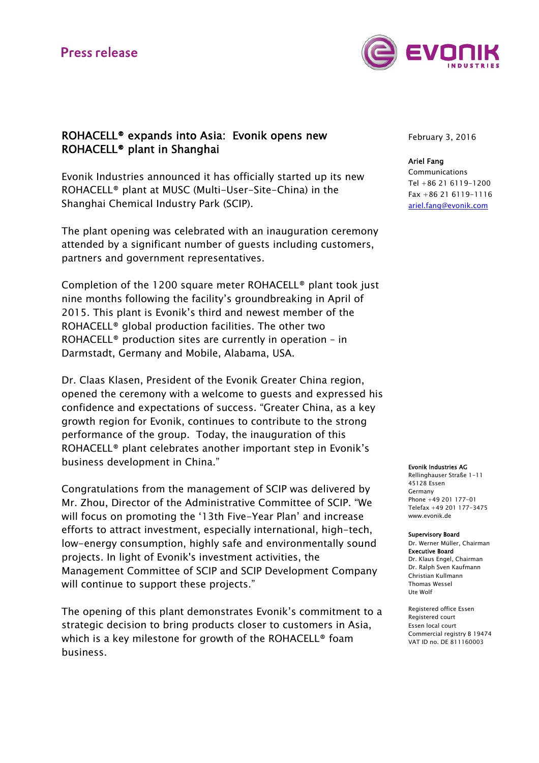Press release

February 3, 2016

**Ariel Fang**
Communications
Tel +86 21 6119-1200
Fax +86 21 6119-1116
ariel.fang@evonik.com

# ROHACELL® expands into Asia: Evonik opens new ROHACELL® plant in Shanghai

Evonik Industries announced it has officially started up its new ROHACELL® plant at MUSC (Multi-User-Site-China) in the Shanghai Chemical Industry Park (SCIP).

The plant opening was celebrated with an inauguration ceremony attended by a significant number of guests including customers, partners and government representatives.

Completion of the 1200 square meter ROHACELL® plant took just nine months following the facility's groundbreaking in April of 2015. This plant is Evonik's third and newest member of the ROHACELL® global production facilities. The other two ROHACELL® production sites are currently in operation – in Darmstadt, Germany and Mobile, Alabama, USA.

Dr. Claas Klasen, President of the Evonik Greater China region, opened the ceremony with a welcome to guests and expressed his confidence and expectations of success. "Greater China, as a key growth region for Evonik, continues to contribute to the strong performance of the group. Today, the inauguration of this ROHACELL® plant celebrates another important step in Evonik's business development in China."

Congratulations from the management of SCIP was delivered by Mr. Zhou, Director of the Administrative Committee of SCIP. "We will focus on promoting the '13th Five-Year Plan' and increase efforts to attract investment, especially international, high-tech, low-energy consumption, highly safe and environmentally sound projects. In light of Evonik's investment activities, the Management Committee of SCIP and SCIP Development Company will continue to support these projects."

The opening of this plant demonstrates Evonik's commitment to a strategic decision to bring products closer to customers in Asia, which is a key milestone for growth of the ROHACELL® foam business.

**Evonik Industries AG**
Rellinghauser Straße 1-11
45128 Essen
Germany
Phone +49 201 177-01
Telefax +49 201 177-3475
www.evonik.de

**Supervisory Board**
Dr. Werner Müller, Chairman
**Executive Board**
Dr. Klaus Engel, Chairman
Dr. Ralph Sven Kaufmann
Christian Kullmann
Thomas Wessel
Ute Wolf

Registered office Essen
Registered court
Essen local court
Commercial registry B 19474
VAT ID no. DE 811160003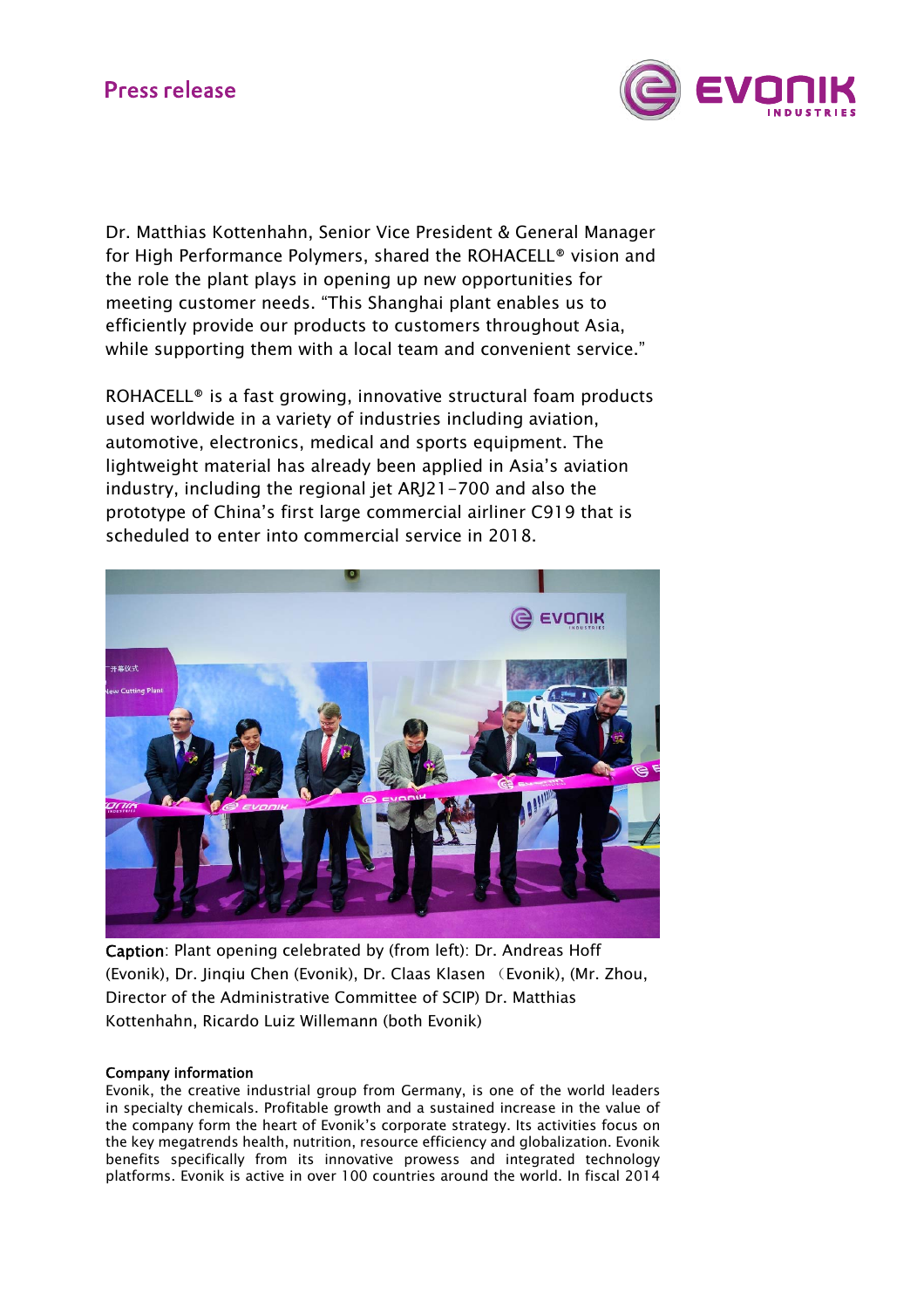Dr. Matthias Kottenhahn, Senior Vice President & General Manager for High Performance Polymers, shared the ROHACELL® vision and the role the plant plays in opening up new opportunities for meeting customer needs. "This Shanghai plant enables us to efficiently provide our products to customers throughout Asia, while supporting them with a local team and convenient service."

ROHACELL® is a fast growing, innovative structural foam products used worldwide in a variety of industries including aviation, automotive, electronics, medical and sports equipment. The lightweight material has already been applied in Asia's aviation industry, including the regional jet ARJ21-700 and also the prototype of China's first large commercial airliner C919 that is scheduled to enter into commercial service in 2018.

**Caption**: Plant opening celebrated by (from left): Dr. Andreas Hoff (Evonik), Dr. Jinqiu Chen (Evonik), Dr. Claas Klasen （Evonik), (Mr. Zhou, Director of the Administrative Committee of SCIP) Dr. Matthias Kottenhahn, Ricardo Luiz Willemann (both Evonik)

**Company information**

Evonik, the creative industrial group from Germany, is one of the world leaders in specialty chemicals. Profitable growth and a sustained increase in the value of the company form the heart of Evonik's corporate strategy. Its activities focus on the key megatrends health, nutrition, resource efficiency and globalization. Evonik benefits specifically from its innovative prowess and integrated technology platforms. Evonik is active in over 100 countries around the world. In fiscal 2014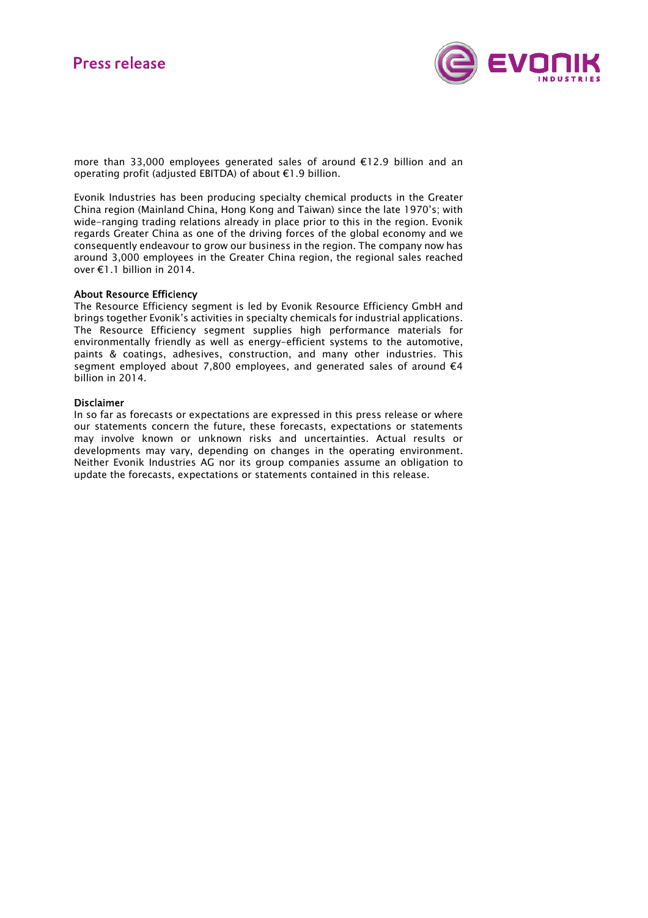more than 33,000 employees generated sales of around €12.9 billion and an operating profit (adjusted EBITDA) of about €1.9 billion.

Evonik Industries has been producing specialty chemical products in the Greater China region (Mainland China, Hong Kong and Taiwan) since the late 1970's; with wide-ranging trading relations already in place prior to this in the region. Evonik regards Greater China as one of the driving forces of the global economy and we consequently endeavour to grow our business in the region. The company now has around 3,000 employees in the Greater China region, the regional sales reached over €1.1 billion in 2014.

**About Resource Efficiency**

The Resource Efficiency segment is led by Evonik Resource Efficiency GmbH and brings together Evonik's activities in specialty chemicals for industrial applications. The Resource Efficiency segment supplies high performance materials for environmentally friendly as well as energy-efficient systems to the automotive, paints & coatings, adhesives, construction, and many other industries. This segment employed about 7,800 employees, and generated sales of around €4 billion in 2014.

**Disclaimer**

In so far as forecasts or expectations are expressed in this press release or where our statements concern the future, these forecasts, expectations or statements may involve known or unknown risks and uncertainties. Actual results or developments may vary, depending on changes in the operating environment. Neither Evonik Industries AG nor its group companies assume an obligation to update the forecasts, expectations or statements contained in this release.